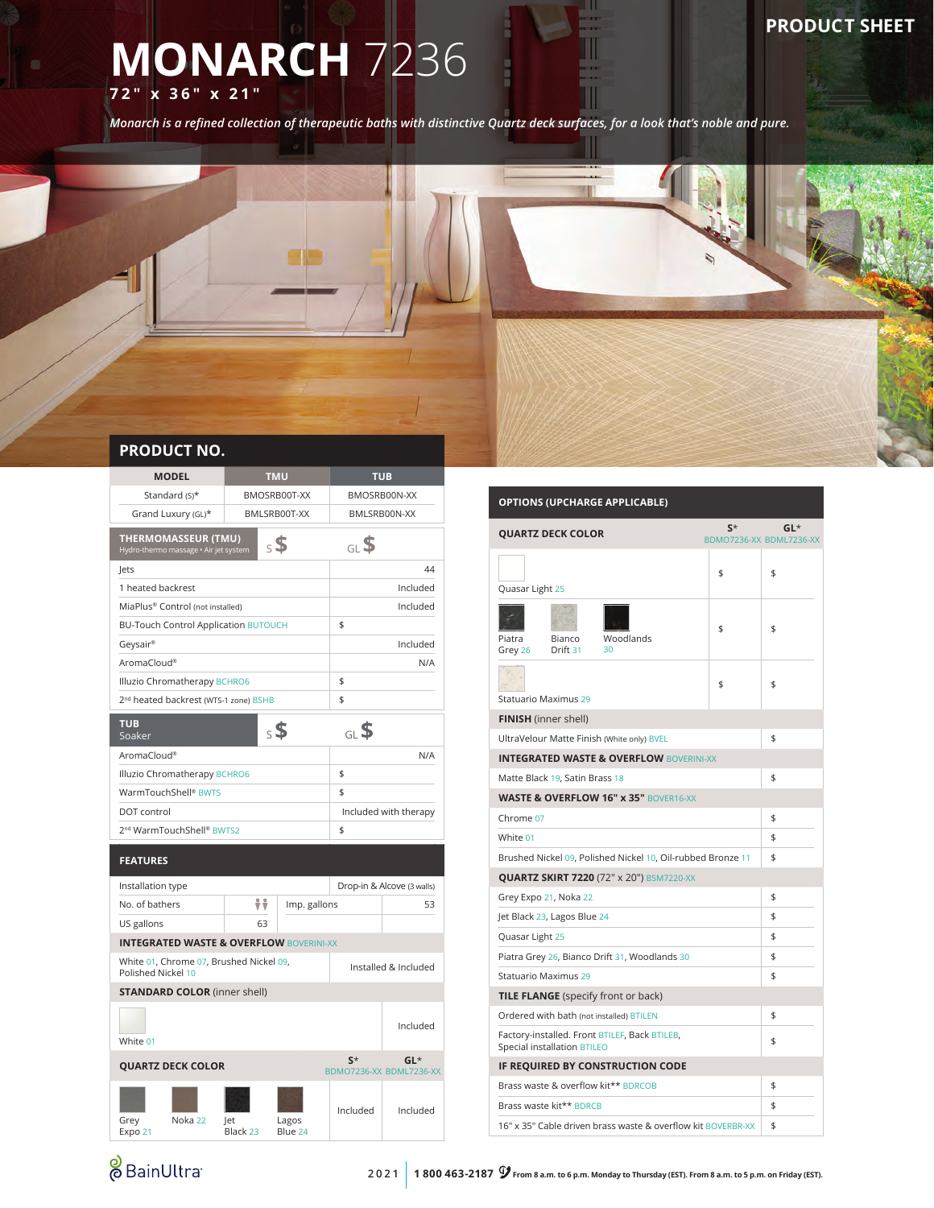PRODUCT SHEET

# MONARCH 7236

**72" x 36" x 21"**

*Monarch is a refined collection of therapeutic baths with distinctive Quartz deck surfaces, for a look that's noble and pure.*

## PRODUCT NO.

| MODEL | TMU | TUB |
|---|---|---|
| Standard (S)* | BMOSRB00T-XX | BMOSRB00N-XX |
| Grand Luxury (GL)* | BMLSRB00T-XX | BMLSRB00N-XX |

| THERMOMASSEUR (TMU) Hydro-thermo massage • Air jet system | S $ | GL $ |
|---|---|---|
| Jets | | 44 |
| 1 heated backrest | | Included |
| MiaPlus® Control (not installed) | | Included |
| BU-Touch Control Application BUTOUCH | | $ |
| Geysair® | | Included |
| AromaCloud® | | N/A |
| Illuzio Chromatherapy BCHRO6 | | $ |
| 2nd heated backrest (WTS-1 zone) BSHB | | $ |

| TUB Soaker | S $ | GL $ |
|---|---|---|
| AromaCloud® | | N/A |
| Illuzio Chromatherapy BCHRO6 | | $ |
| WarmTouchShell® BWTS | | $ |
| DOT control | | Included with therapy |
| 2nd WarmTouchShell® BWTS2 | | $ |

## FEATURES

| | | | |
|---|---|---|---|
| Installation type | | Drop-in & Alcove (3 walls) | |
| No. of bathers | 2 | Imp. gallons | 53 |
| US gallons | 63 | | |
| **INTEGRATED WASTE & OVERFLOW** BOVERINI-XX | | | |
| White 01, Chrome 07, Brushed Nickel 09, Polished Nickel 10 | | Installed & Included | |
| **STANDARD COLOR** (inner shell) | | | |
| White 01 | | Included | |

| QUARTZ DECK COLOR | S* BDMO7236-XX | GL* BDML7236-XX |
|---|---|---|
| Grey Expo 21, Noka 22, Jet Black 23, Lagos Blue 24 | Included | Included |

## OPTIONS (UPCHARGE APPLICABLE)

| QUARTZ DECK COLOR | S* BDMO7236-XX | GL* BDML7236-XX |
|---|---|---|
| Quasar Light 25 | $ | $ |
| Piatra Grey 26, Bianco Drift 31, Woodlands 30 | $ | $ |
| Statuario Maximus 29 | $ | $ |

| | |
|---|---|
| **FINISH** (inner shell) | |
| UltraVelour Matte Finish (White only) BVEL | $ |
| **INTEGRATED WASTE & OVERFLOW** BOVERINI-XX | |
| Matte Black 19, Satin Brass 18 | $ |
| **WASTE & OVERFLOW 16" x 35"** BOVER16-XX | |
| Chrome 07 | $ |
| White 01 | $ |
| Brushed Nickel 09, Polished Nickel 10, Oil-rubbed Bronze 11 | $ |
| **QUARTZ SKIRT 7220** (72" x 20") BSM7220-XX | |
| Grey Expo 21, Noka 22 | $ |
| Jet Black 23, Lagos Blue 24 | $ |
| Quasar Light 25 | $ |
| Piatra Grey 26, Bianco Drift 31, Woodlands 30 | $ |
| Statuario Maximus 29 | $ |
| **TILE FLANGE** (specify front or back) | |
| Ordered with bath (not installed) BTILEN | $ |
| Factory-installed. Front BTILEF, Back BTILEB, Special installation BTILEO | $ |
| **IF REQUIRED BY CONSTRUCTION CODE** | |
| Brass waste & overflow kit** BDRCOB | $ |
| Brass waste kit** BDRCB | $ |
| 16" x 35" Cable driven brass waste & overflow kit BOVERBR-XX | $ |

BainUltra

2021 | 1 800 463-2187 From 8 a.m. to 6 p.m. Monday to Thursday (EST). From 8 a.m. to 5 p.m. on Friday (EST).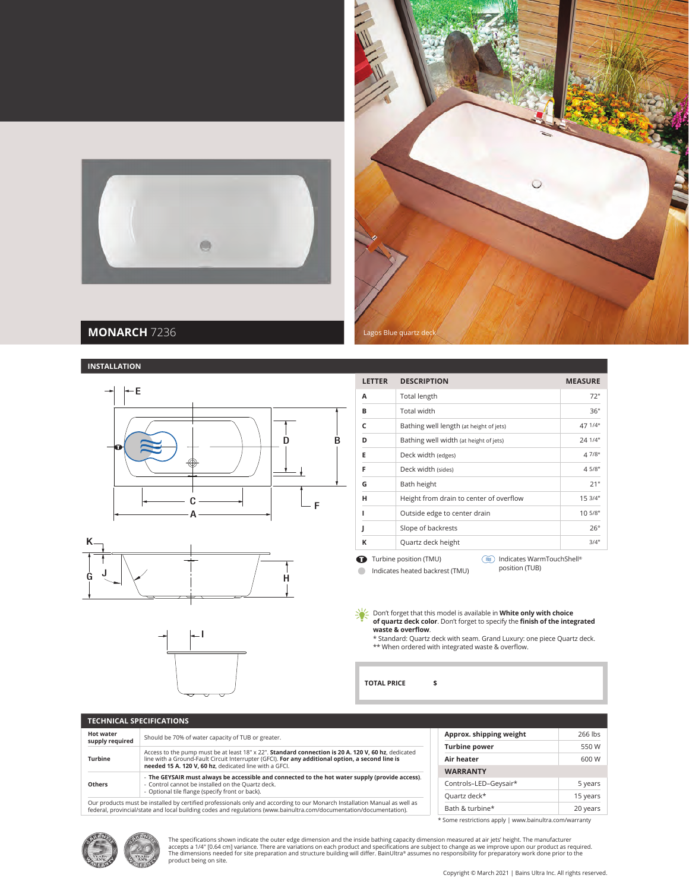## MONARCH 7236

Lagos Blue quartz deck

## INSTALLATION

| LETTER | DESCRIPTION | MEASURE |
|---|---|---|
| A | Total length | 72" |
| B | Total width | 36" |
| C | Bathing well length (at height of jets) | 47 1/4" |
| D | Bathing well width (at height of jets) | 24 1/4" |
| E | Deck width (edges) | 4 7/8" |
| F | Deck width (sides) | 4 5/8" |
| G | Bath height | 21" |
| H | Height from drain to center of overflow | 15 3/4" |
| I | Outside edge to center drain | 10 5/8" |
| J | Slope of backrests | 26° |
| K | Quartz deck height | 3/4" |

Turbine position (TMU)

Indicates heated backrest (TMU)

Indicates WarmTouchShell® position (TUB)

Don't forget that this model is available in **White only with choice of quartz deck color**. Don't forget to specify the **finish of the integrated waste & overflow**.

* Standard: Quartz deck with seam. Grand Luxury: one piece Quartz deck.

** When ordered with integrated waste & overflow.

**TOTAL PRICE** $

## TECHNICAL SPECIFICATIONS

| | |
|---|---|
| **Hot water supply required** | Should be 70% of water capacity of TUB or greater. |
| **Turbine** | Access to the pump must be at least 18" x 22". **Standard connection is 20 A. 120 V, 60 hz**, dedicated line with a Ground-Fault Circuit Interrupter (GFCI). **For any additional option, a second line is needed 15 A. 120 V, 60 hz**, dedicated line with a GFCI. |
| **Others** | - **The GEYSAIR must always be accessible and connected to the hot water supply (provide access)**.<br>- Control cannot be installed on the Quartz deck.<br>- Optional tile flange (specify front or back). |

Our products must be installed by certified professionals only and according to our Monarch Installation Manual as well as federal, provincial/state and local building codes and regulations (www.bainultra.com/documentation/documentation).

| | |
|---|---|
| **Approx. shipping weight** | 266 lbs |
| **Turbine power** | 550 W |
| **Air heater** | 600 W |
| **WARRANTY** | |
| Controls–LED–Geysair* | 5 years |
| Quartz deck* | 15 years |
| Bath & turbine* | 20 years |

* Some restrictions apply | www.bainultra.com/warranty

The specifications shown indicate the outer edge dimension and the inside bathing capacity dimension measured at air jets' height. The manufacturer accepts a 1/4" [0.64 cm] variance. There are variations on each product and specifications are subject to change as we improve upon our product as required. The dimensions needed for site preparation and structure building will differ. BainUltra® assumes no responsibility for preparatory work done prior to the product being on site.

Copyright © March 2021 | Bains Ultra Inc. All rights reserved.